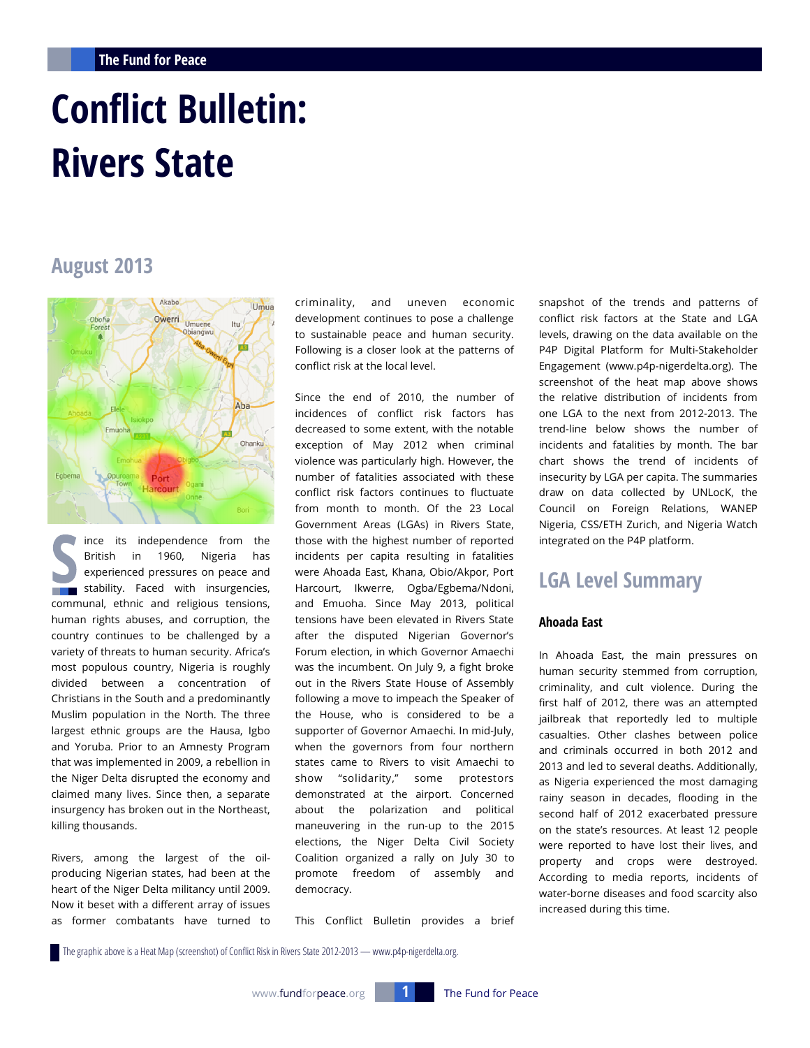# Conflict Bulletin: Rivers State

## August 2013

The graphic above is a Heat Map (screenshot) of Conflict Risk in Rivers State 2012-2013 — www.p4p-nigerdelta.org.

Since its independence from the British in 1960, Nigeria has experienced pressures on peace and stability. Faced with insurgencies, communal, ethnic and religious tensions, human rights abuses, and corruption, the country continues to be challenged by a variety of threats to human security. Africa's most populous country, Nigeria is roughly divided between a concentration of Christians in the South and a predominantly Muslim population in the North. The three largest ethnic groups are the Hausa, Igbo and Yoruba. Prior to an Amnesty Program that was implemented in 2009, a rebellion in the Niger Delta disrupted the economy and claimed many lives. Since then, a separate insurgency has broken out in the Northeast, killing thousands.

Rivers, among the largest of the oil-producing Nigerian states, had been at the heart of the Niger Delta militancy until 2009. Now it beset with a different array of issues as former combatants have turned to criminality, and uneven economic development continues to pose a challenge to sustainable peace and human security. Following is a closer look at the patterns of conflict risk at the local level.

Since the end of 2010, the number of incidences of conflict risk factors has decreased to some extent, with the notable exception of May 2012 when criminal violence was particularly high. However, the number of fatalities associated with these conflict risk factors continues to fluctuate from month to month. Of the 23 Local Government Areas (LGAs) in Rivers State, those with the highest number of reported incidents per capita resulting in fatalities were Ahoada East, Khana, Obio/Akpor, Port Harcourt, Ikwerre, Ogba/Egbema/Ndoni, and Emuoha. Since May 2013, political tensions have been elevated in Rivers State after the disputed Nigerian Governor's Forum election, in which Governor Amaechi was the incumbent. On July 9, a fight broke out in the Rivers State House of Assembly following a move to impeach the Speaker of the House, who is considered to be a supporter of Governor Amaechi. In mid-July, when the governors from four northern states came to Rivers to visit Amaechi to show "solidarity," some protestors demonstrated at the airport. Concerned about the polarization and political maneuvering in the run-up to the 2015 elections, the Niger Delta Civil Society Coalition organized a rally on July 30 to promote freedom of assembly and democracy.

This Conflict Bulletin provides a brief snapshot of the trends and patterns of conflict risk factors at the State and LGA levels, drawing on the data available on the P4P Digital Platform for Multi-Stakeholder Engagement (www.p4p-nigerdelta.org). The screenshot of the heat map above shows the relative distribution of incidents from one LGA to the next from 2012-2013. The trend-line below shows the number of incidents and fatalities by month. The bar chart shows the trend of incidents of insecurity by LGA per capita. The summaries draw on data collected by UNLocK, the Council on Foreign Relations, WANEP Nigeria, CSS/ETH Zurich, and Nigeria Watch integrated on the P4P platform.

## LGA Level Summary

### Ahoada East

In Ahoada East, the main pressures on human security stemmed from corruption, criminality, and cult violence. During the first half of 2012, there was an attempted jailbreak that reportedly led to multiple casualties. Other clashes between police and criminals occurred in both 2012 and 2013 and led to several deaths. Additionally, as Nigeria experienced the most damaging rainy season in decades, flooding in the second half of 2012 exacerbated pressure on the state's resources. At least 12 people were reported to have lost their lives, and property and crops were destroyed. According to media reports, incidents of water-borne diseases and food scarcity also increased during this time.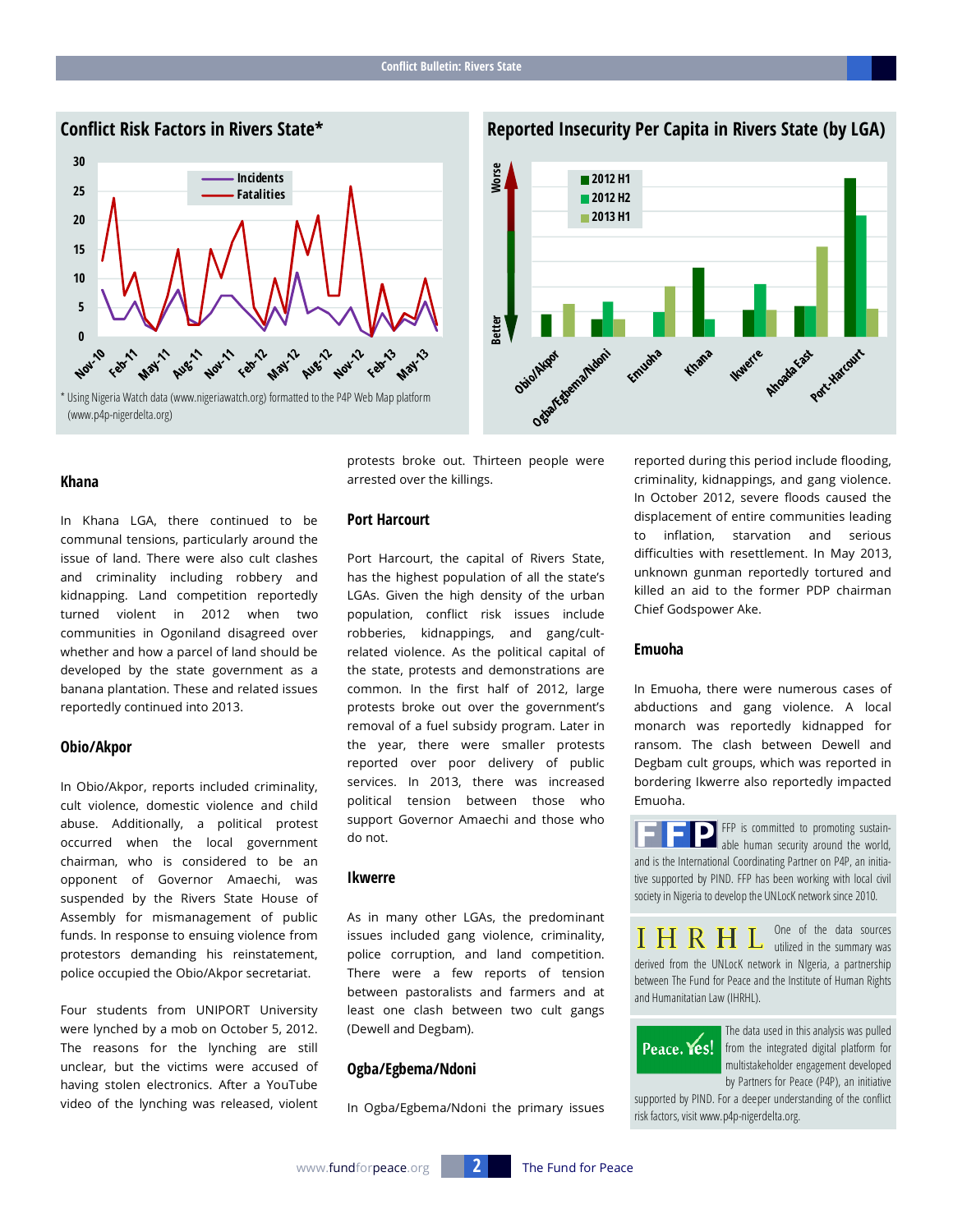## Conflict Risk Factors in Rivers State*

30
25
20
15
10
5
0

Incidents
Fatalities

Nov-10 Feb-11 May-11 Aug-11 Nov-11 Feb-12 May-12 Aug-12 Nov-12 Feb-13 May-13

* Using Nigeria Watch data (www.nigeriawatch.org) formatted to the P4P Web Map platform (www.p4p-nigerdelta.org)

## Reported Insecurity Per Capita in Rivers State (by LGA)

Worse

Better

2012 H1
2012 H2
2013 H1

Obio/Akpor Ogba/Egbema/Ndoni Emuoha Khana Ikwerre Ahoada East Port-Harcourt

### Khana

In Khana LGA, there continued to be communal tensions, particularly around the issue of land. There were also cult clashes and criminality including robbery and kidnapping. Land competition reportedly turned violent in 2012 when two communities in Ogoniland disagreed over whether and how a parcel of land should be developed by the state government as a banana plantation. These and related issues reportedly continued into 2013.

### Obio/Akpor

In Obio/Akpor, reports included criminality, cult violence, domestic violence and child abuse. Additionally, a political protest occurred when the local government chairman, who is considered to be an opponent of Governor Amaechi, was suspended by the Rivers State House of Assembly for mismanagement of public funds. In response to ensuing violence from protestors demanding his reinstatement, police occupied the Obio/Akpor secretariat.

Four students from UNIPORT University were lynched by a mob on October 5, 2012. The reasons for the lynching are still unclear, but the victims were accused of having stolen electronics. After a YouTube video of the lynching was released, violent protests broke out. Thirteen people were arrested over the killings.

### Port Harcourt

Port Harcourt, the capital of Rivers State, has the highest population of all the state's LGAs. Given the high density of the urban population, conflict risk issues include robberies, kidnappings, and gang/cult-related violence. As the political capital of the state, protests and demonstrations are common. In the first half of 2012, large protests broke out over the government's removal of a fuel subsidy program. Later in the year, there were smaller protests reported over poor delivery of public services. In 2013, there was increased political tension between those who support Governor Amaechi and those who do not.

### Ikwerre

As in many other LGAs, the predominant issues included gang violence, criminality, police corruption, and land competition. There were a few reports of tension between pastoralists and farmers and at least one clash between two cult gangs (Dewell and Degbam).

### Ogba/Egbema/Ndoni

In Ogba/Egbema/Ndoni the primary issues reported during this period include flooding, criminality, kidnappings, and gang violence. In October 2012, severe floods caused the displacement of entire communities leading to inflation, starvation and serious difficulties with resettlement. In May 2013, unknown gunman reportedly tortured and killed an aid to the former PDP chairman Chief Godspower Ake.

### Emuoha

In Emuoha, there were numerous cases of abductions and gang violence. A local monarch was reportedly kidnapped for ransom. The clash between Dewell and Degbam cult groups, which was reported in bordering Ikwerre also reportedly impacted Emuoha.

FFP is committed to promoting sustainable human security around the world, and is the International Coordinating Partner on P4P, an initiative supported by PIND. FFP has been working with local civil society in Nigeria to develop the UNLocK network since 2010.

One of the data sources utilized in the summary was derived from the UNLocK network in NIgeria, a partnership between The Fund for Peace and the Institute of Human Rights and Humanitarian Law (IHRHL).

The data used in this analysis was pulled from the integrated digital platform for multistakeholder engagement developed by Partners for Peace (P4P), an initiative supported by PIND. For a deeper understanding of the conflict risk factors, visit www.p4p-nigerdelta.org.